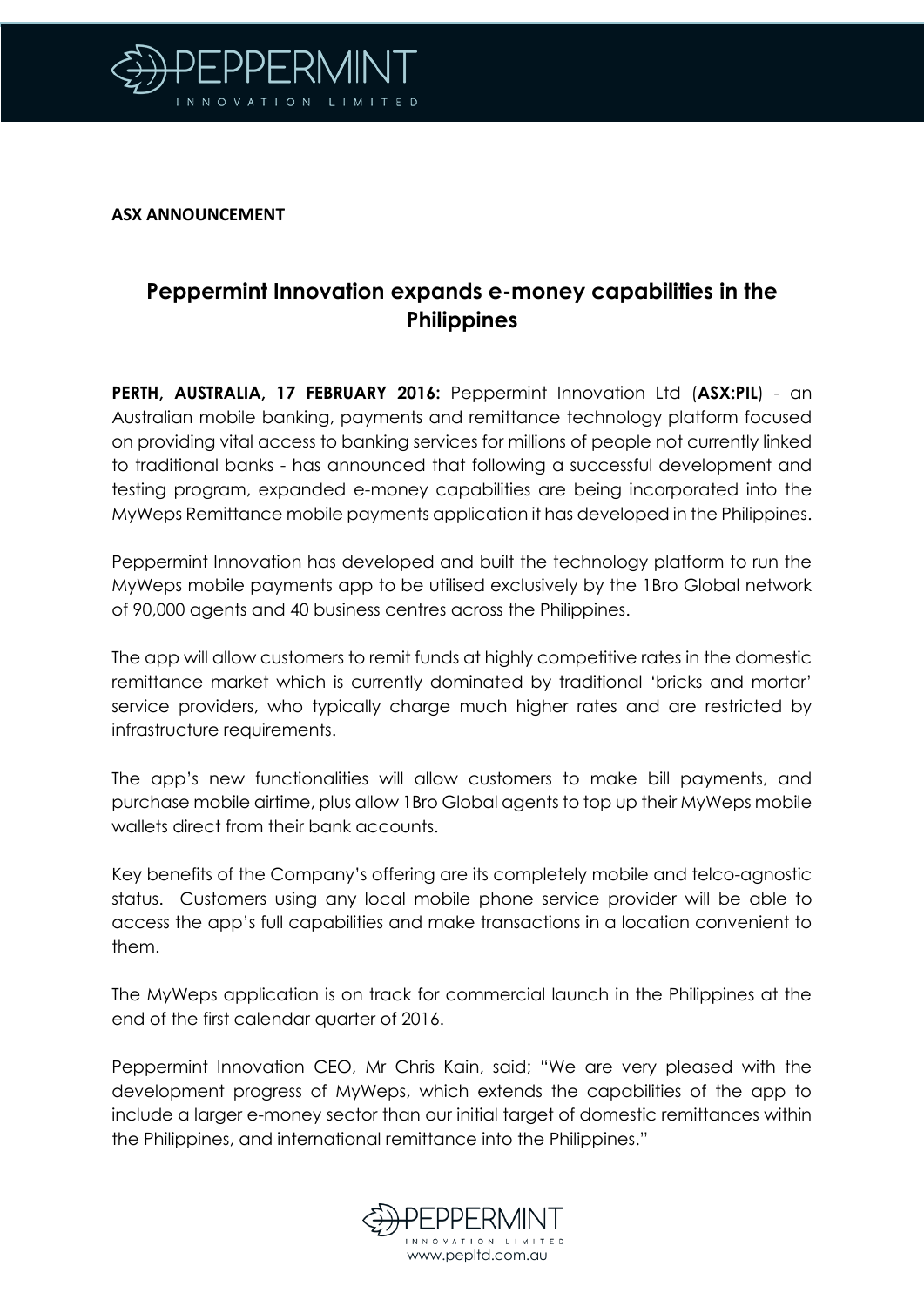**ASX ANNOUNCEMENT**

# Peppermint Innovation expands e-money capabilities in the Philippines

**PERTH, AUSTRALIA, 17 FEBRUARY 2016:** Peppermint Innovation Ltd (**ASX:PIL**) - an Australian mobile banking, payments and remittance technology platform focused on providing vital access to banking services for millions of people not currently linked to traditional banks - has announced that following a successful development and testing program, expanded e-money capabilities are being incorporated into the MyWeps Remittance mobile payments application it has developed in the Philippines.

Peppermint Innovation has developed and built the technology platform to run the MyWeps mobile payments app to be utilised exclusively by the 1Bro Global network of 90,000 agents and 40 business centres across the Philippines.

The app will allow customers to remit funds at highly competitive rates in the domestic remittance market which is currently dominated by traditional 'bricks and mortar' service providers, who typically charge much higher rates and are restricted by infrastructure requirements.

The app's new functionalities will allow customers to make bill payments, and purchase mobile airtime, plus allow 1Bro Global agents to top up their MyWeps mobile wallets direct from their bank accounts.

Key benefits of the Company's offering are its completely mobile and telco-agnostic status. Customers using any local mobile phone service provider will be able to access the app's full capabilities and make transactions in a location convenient to them.

The MyWeps application is on track for commercial launch in the Philippines at the end of the first calendar quarter of 2016.

Peppermint Innovation CEO, Mr Chris Kain, said; "We are very pleased with the development progress of MyWeps, which extends the capabilities of the app to include a larger e-money sector than our initial target of domestic remittances within the Philippines, and international remittance into the Philippines."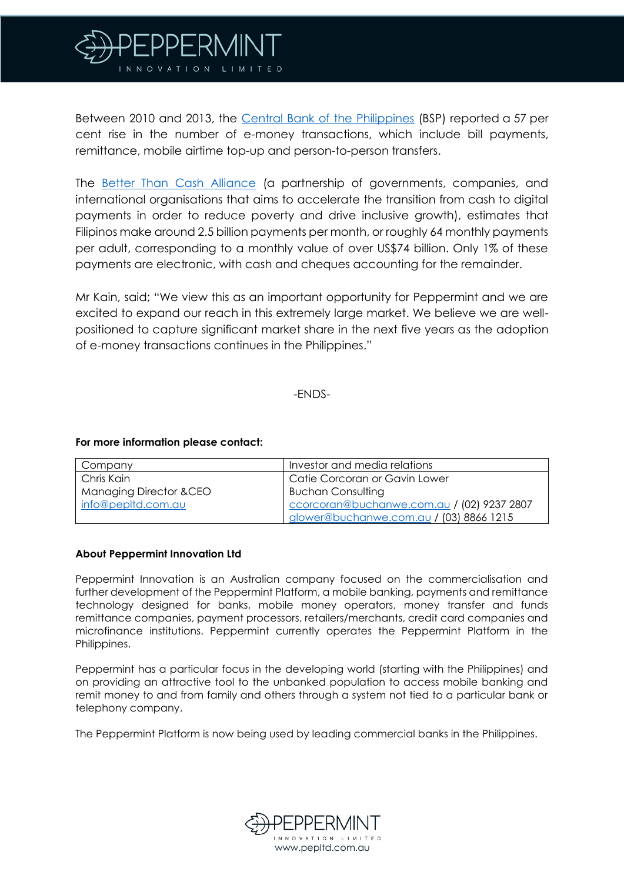Between 2010 and 2013, the [Central Bank of the Philippines](#) (BSP) reported a 57 per cent rise in the number of e-money transactions, which include bill payments, remittance, mobile airtime top-up and person-to-person transfers.

The [Better Than Cash Alliance](#) (a partnership of governments, companies, and international organisations that aims to accelerate the transition from cash to digital payments in order to reduce poverty and drive inclusive growth), estimates that Filipinos make around 2.5 billion payments per month, or roughly 64 monthly payments per adult, corresponding to a monthly value of over US$74 billion. Only 1% of these payments are electronic, with cash and cheques accounting for the remainder.

Mr Kain, said; "We view this as an important opportunity for Peppermint and we are excited to expand our reach in this extremely large market. We believe we are well-positioned to capture significant market share in the next five years as the adoption of e-money transactions continues in the Philippines."

-ENDS-

**For more information please contact:**

| Company | Investor and media relations |
|---|---|
| Chris Kain<br>Managing Director &CEO<br>info@pepltd.com.au | Catie Corcoran or Gavin Lower<br>Buchan Consulting<br>ccorcoran@buchanwe.com.au / (02) 9237 2807<br>glower@buchanwe.com.au / (03) 8866 1215 |

**About Peppermint Innovation Ltd**

Peppermint Innovation is an Australian company focused on the commercialisation and further development of the Peppermint Platform, a mobile banking, payments and remittance technology designed for banks, mobile money operators, money transfer and funds remittance companies, payment processors, retailers/merchants, credit card companies and microfinance institutions. Peppermint currently operates the Peppermint Platform in the Philippines.

Peppermint has a particular focus in the developing world (starting with the Philippines) and on providing an attractive tool to the unbanked population to access mobile banking and remit money to and from family and others through a system not tied to a particular bank or telephony company.

The Peppermint Platform is now being used by leading commercial banks in the Philippines.

www.pepltd.com.au